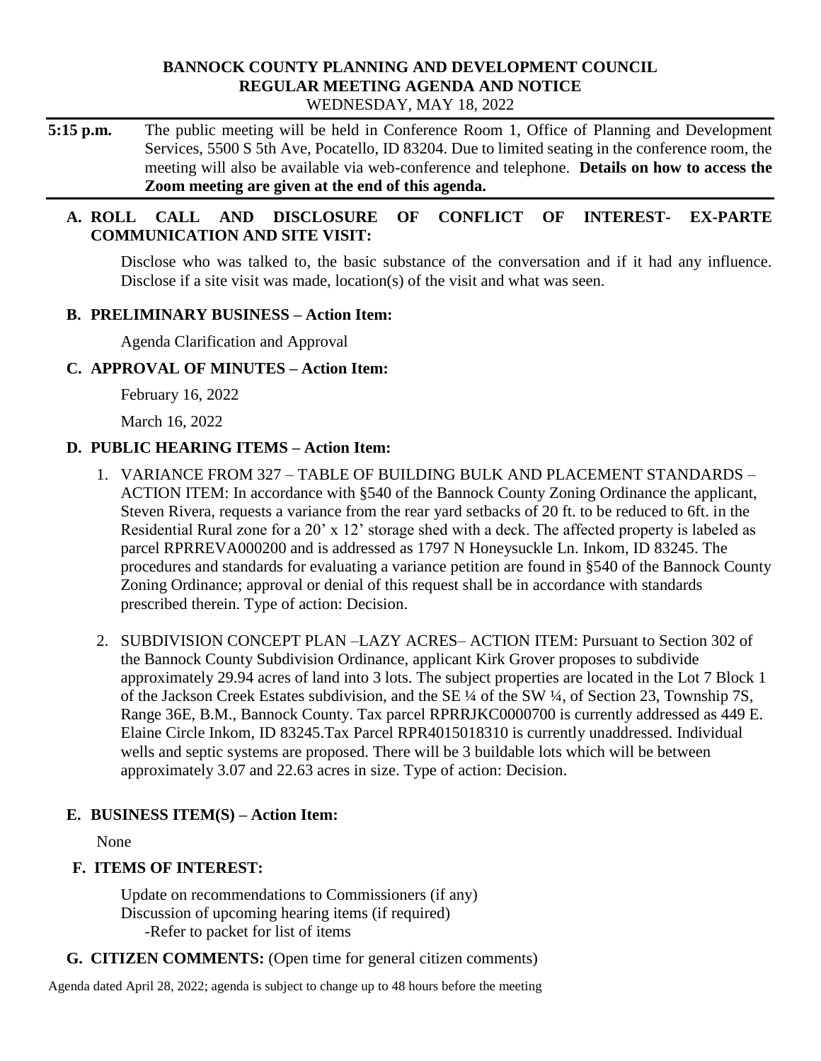# BANNOCK COUNTY PLANNING AND DEVELOPMENT COUNCIL
## REGULAR MEETING AGENDA AND NOTICE
WEDNESDAY, MAY 18, 2022

**5:15 p.m.** The public meeting will be held in Conference Room 1, Office of Planning and Development Services, 5500 S 5th Ave, Pocatello, ID 83204. Due to limited seating in the conference room, the meeting will also be available via web-conference and telephone. **Details on how to access the Zoom meeting are given at the end of this agenda.**

**A. ROLL CALL AND DISCLOSURE OF CONFLICT OF INTEREST- EX-PARTE COMMUNICATION AND SITE VISIT:**

Disclose who was talked to, the basic substance of the conversation and if it had any influence. Disclose if a site visit was made, location(s) of the visit and what was seen.

**B. PRELIMINARY BUSINESS – Action Item:**

Agenda Clarification and Approval

**C. APPROVAL OF MINUTES – Action Item:**

February 16, 2022

March 16, 2022

**D. PUBLIC HEARING ITEMS – Action Item:**

1. VARIANCE FROM 327 – TABLE OF BUILDING BULK AND PLACEMENT STANDARDS – ACTION ITEM: In accordance with §540 of the Bannock County Zoning Ordinance the applicant, Steven Rivera, requests a variance from the rear yard setbacks of 20 ft. to be reduced to 6ft. in the Residential Rural zone for a 20' x 12' storage shed with a deck. The affected property is labeled as parcel RPRREVA000200 and is addressed as 1797 N Honeysuckle Ln. Inkom, ID 83245. The procedures and standards for evaluating a variance petition are found in §540 of the Bannock County Zoning Ordinance; approval or denial of this request shall be in accordance with standards prescribed therein. Type of action: Decision.

2. SUBDIVISION CONCEPT PLAN –LAZY ACRES– ACTION ITEM: Pursuant to Section 302 of the Bannock County Subdivision Ordinance, applicant Kirk Grover proposes to subdivide approximately 29.94 acres of land into 3 lots. The subject properties are located in the Lot 7 Block 1 of the Jackson Creek Estates subdivision, and the SE ¼ of the SW ¼, of Section 23, Township 7S, Range 36E, B.M., Bannock County. Tax parcel RPRRJKC0000700 is currently addressed as 449 E. Elaine Circle Inkom, ID 83245.Tax Parcel RPR4015018310 is currently unaddressed. Individual wells and septic systems are proposed. There will be 3 buildable lots which will be between approximately 3.07 and 22.63 acres in size. Type of action: Decision.

**E. BUSINESS ITEM(S) – Action Item:**

None

**F. ITEMS OF INTEREST:**

Update on recommendations to Commissioners (if any)
Discussion of upcoming hearing items (if required)
-Refer to packet for list of items

**G. CITIZEN COMMENTS:** (Open time for general citizen comments)

Agenda dated April 28, 2022; agenda is subject to change up to 48 hours before the meeting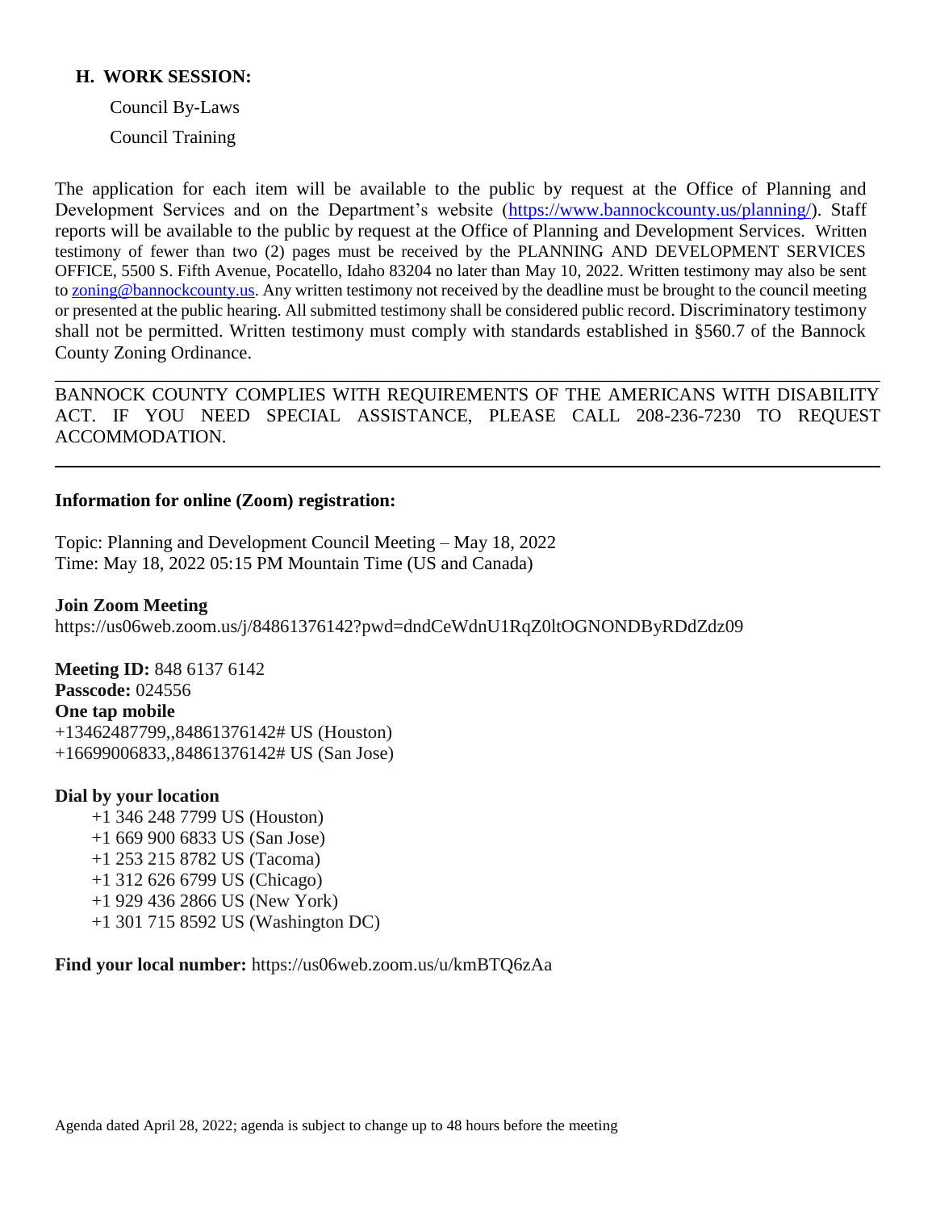## H. WORK SESSION:

Council By-Laws

Council Training

The application for each item will be available to the public by request at the Office of Planning and Development Services and on the Department's website (https://www.bannockcounty.us/planning/). Staff reports will be available to the public by request at the Office of Planning and Development Services. Written testimony of fewer than two (2) pages must be received by the PLANNING AND DEVELOPMENT SERVICES OFFICE, 5500 S. Fifth Avenue, Pocatello, Idaho 83204 no later than May 10, 2022. Written testimony may also be sent to zoning@bannockcounty.us. Any written testimony not received by the deadline must be brought to the council meeting or presented at the public hearing. All submitted testimony shall be considered public record. Discriminatory testimony shall not be permitted. Written testimony must comply with standards established in §560.7 of the Bannock County Zoning Ordinance.

---

BANNOCK COUNTY COMPLIES WITH REQUIREMENTS OF THE AMERICANS WITH DISABILITY ACT. IF YOU NEED SPECIAL ASSISTANCE, PLEASE CALL 208-236-7230 TO REQUEST ACCOMMODATION.

---

**Information for online (Zoom) registration:**

Topic: Planning and Development Council Meeting – May 18, 2022
Time: May 18, 2022 05:15 PM Mountain Time (US and Canada)

**Join Zoom Meeting**
https://us06web.zoom.us/j/84861376142?pwd=dndCeWdnU1RqZ0ltOGNONDByRDdZdz09

**Meeting ID:** 848 6137 6142
**Passcode:** 024556
**One tap mobile**
+13462487799,,84861376142# US (Houston)
+16699006833,,84861376142# US (San Jose)

**Dial by your location**

+1 346 248 7799 US (Houston)
+1 669 900 6833 US (San Jose)
+1 253 215 8782 US (Tacoma)
+1 312 626 6799 US (Chicago)
+1 929 436 2866 US (New York)
+1 301 715 8592 US (Washington DC)

**Find your local number:** https://us06web.zoom.us/u/kmBTQ6zAa

Agenda dated April 28, 2022; agenda is subject to change up to 48 hours before the meeting